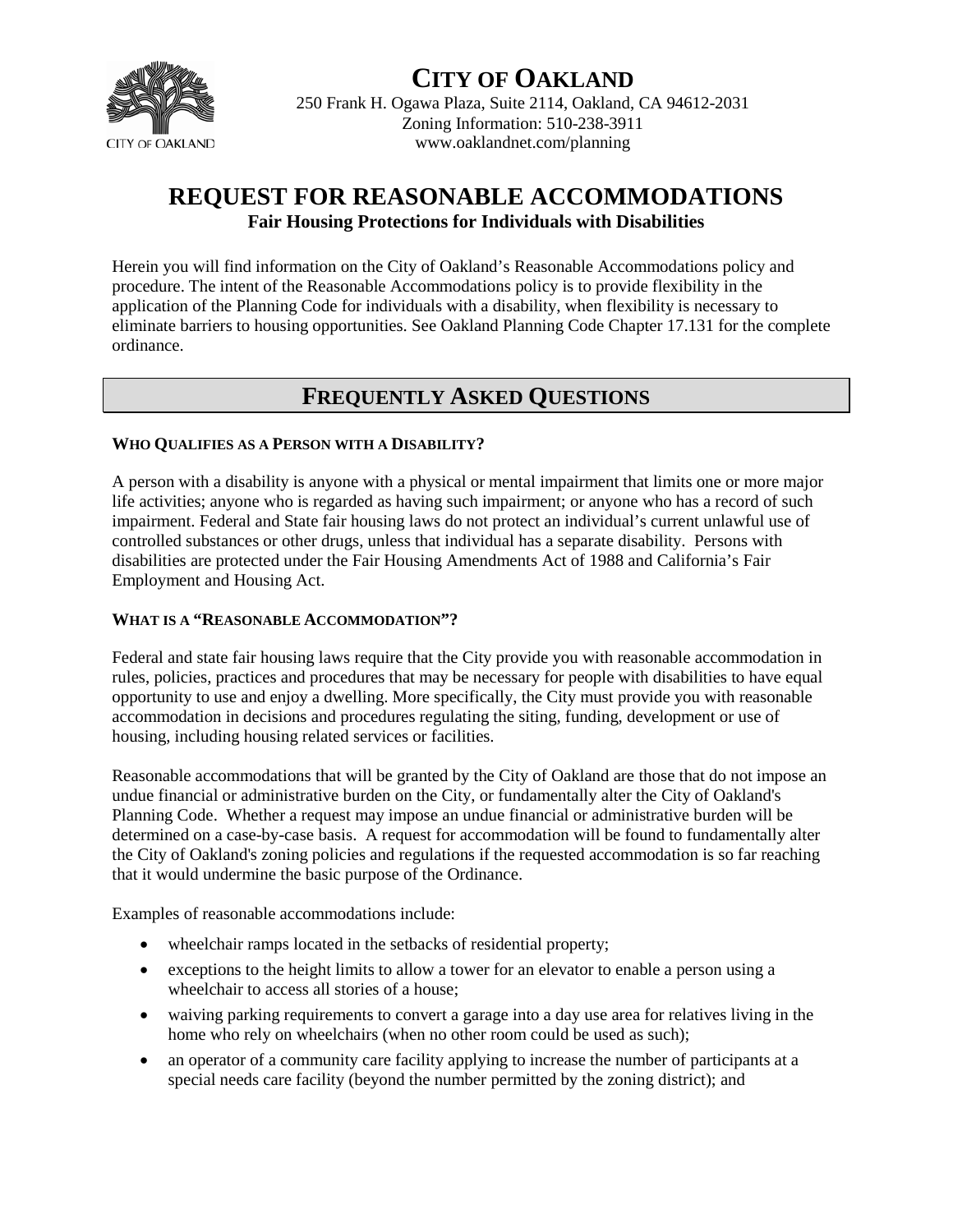# CITY OF OAKLAND

250 Frank H. Ogawa Plaza, Suite 2114, Oakland, CA 94612-2031
Zoning Information: 510-238-3911
www.oaklandnet.com/planning

# REQUEST FOR REASONABLE ACCOMMODATIONS

**Fair Housing Protections for Individuals with Disabilities**

Herein you will find information on the City of Oakland's Reasonable Accommodations policy and procedure. The intent of the Reasonable Accommodations policy is to provide flexibility in the application of the Planning Code for individuals with a disability, when flexibility is necessary to eliminate barriers to housing opportunities. See Oakland Planning Code Chapter 17.131 for the complete ordinance.

## FREQUENTLY ASKED QUESTIONS

### WHO QUALIFIES AS A PERSON WITH A DISABILITY?

A person with a disability is anyone with a physical or mental impairment that limits one or more major life activities; anyone who is regarded as having such impairment; or anyone who has a record of such impairment. Federal and State fair housing laws do not protect an individual's current unlawful use of controlled substances or other drugs, unless that individual has a separate disability. Persons with disabilities are protected under the Fair Housing Amendments Act of 1988 and California's Fair Employment and Housing Act.

### WHAT IS A "REASONABLE ACCOMMODATION"?

Federal and state fair housing laws require that the City provide you with reasonable accommodation in rules, policies, practices and procedures that may be necessary for people with disabilities to have equal opportunity to use and enjoy a dwelling. More specifically, the City must provide you with reasonable accommodation in decisions and procedures regulating the siting, funding, development or use of housing, including housing related services or facilities.

Reasonable accommodations that will be granted by the City of Oakland are those that do not impose an undue financial or administrative burden on the City, or fundamentally alter the City of Oakland's Planning Code. Whether a request may impose an undue financial or administrative burden will be determined on a case-by-case basis. A request for accommodation will be found to fundamentally alter the City of Oakland's zoning policies and regulations if the requested accommodation is so far reaching that it would undermine the basic purpose of the Ordinance.

Examples of reasonable accommodations include:

- wheelchair ramps located in the setbacks of residential property;
- exceptions to the height limits to allow a tower for an elevator to enable a person using a wheelchair to access all stories of a house;
- waiving parking requirements to convert a garage into a day use area for relatives living in the home who rely on wheelchairs (when no other room could be used as such);
- an operator of a community care facility applying to increase the number of participants at a special needs care facility (beyond the number permitted by the zoning district); and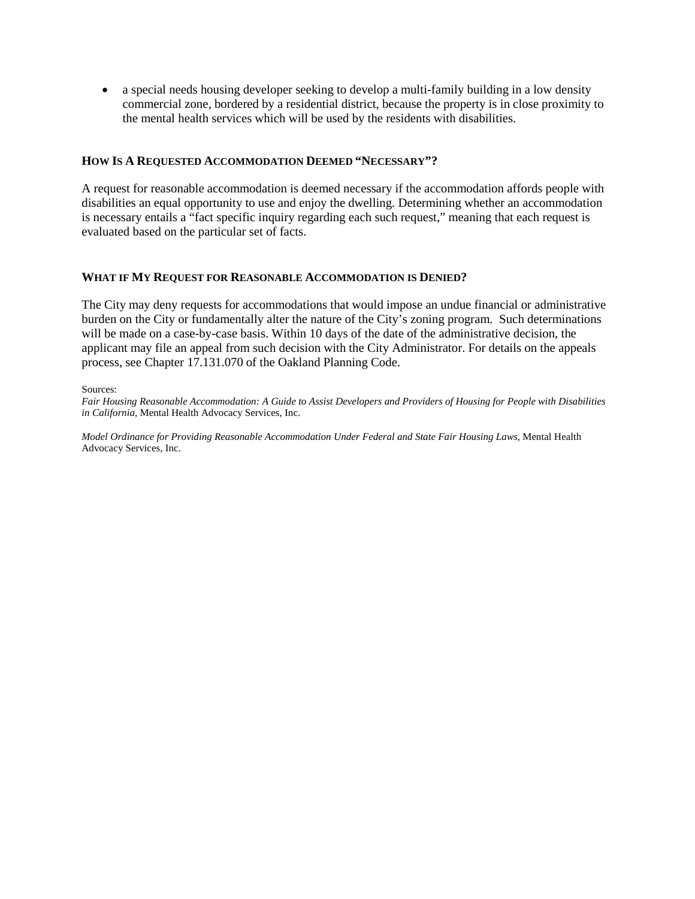- a special needs housing developer seeking to develop a multi-family building in a low density commercial zone, bordered by a residential district, because the property is in close proximity to the mental health services which will be used by the residents with disabilities.

### How Is A Requested Accommodation Deemed "Necessary"?

A request for reasonable accommodation is deemed necessary if the accommodation affords people with disabilities an equal opportunity to use and enjoy the dwelling. Determining whether an accommodation is necessary entails a "fact specific inquiry regarding each such request," meaning that each request is evaluated based on the particular set of facts.

### What if My Request for Reasonable Accommodation is Denied?

The City may deny requests for accommodations that would impose an undue financial or administrative burden on the City or fundamentally alter the nature of the City's zoning program. Such determinations will be made on a case-by-case basis. Within 10 days of the date of the administrative decision, the applicant may file an appeal from such decision with the City Administrator. For details on the appeals process, see Chapter 17.131.070 of the Oakland Planning Code.

Sources:

*Fair Housing Reasonable Accommodation: A Guide to Assist Developers and Providers of Housing for People with Disabilities in California*, Mental Health Advocacy Services, Inc.

*Model Ordinance for Providing Reasonable Accommodation Under Federal and State Fair Housing Laws*, Mental Health Advocacy Services, Inc.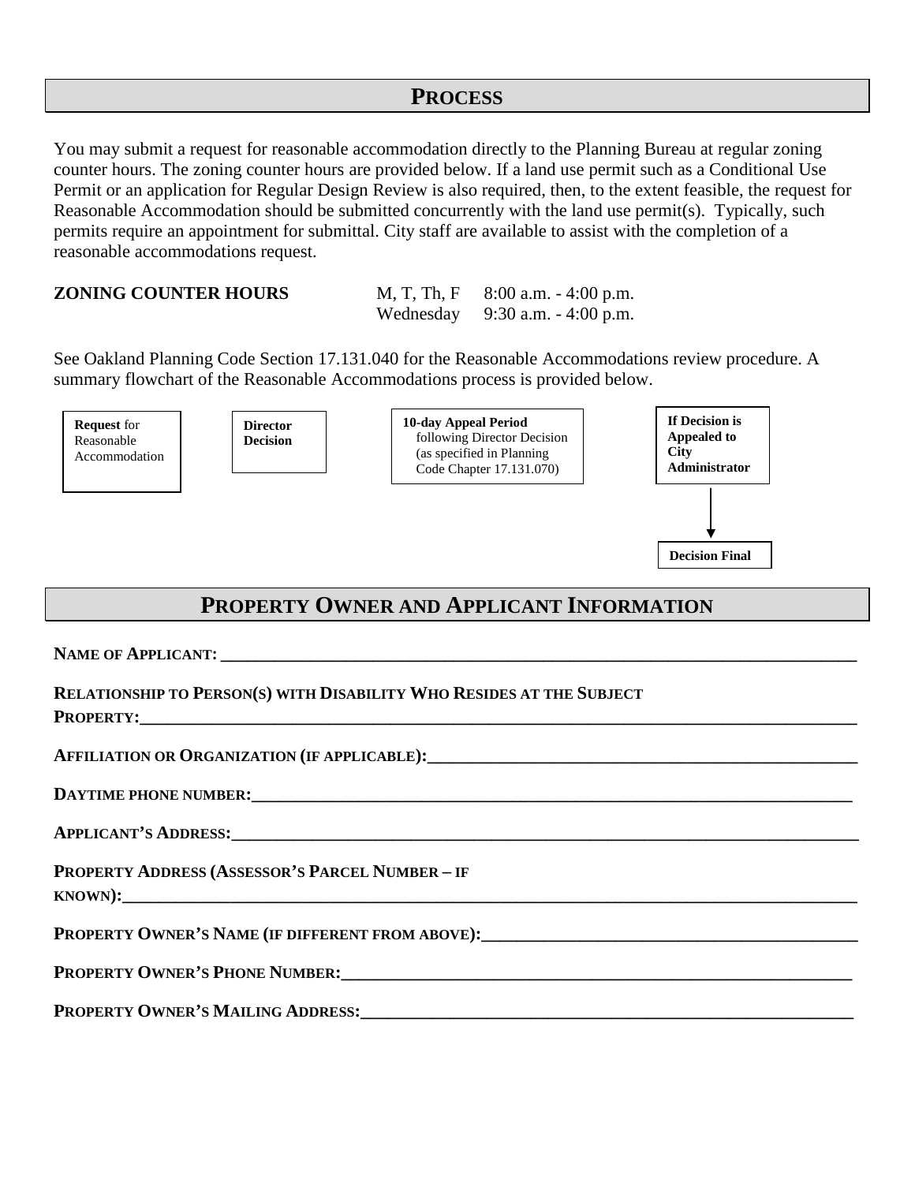## PROCESS

You may submit a request for reasonable accommodation directly to the Planning Bureau at regular zoning counter hours. The zoning counter hours are provided below. If a land use permit such as a Conditional Use Permit or an application for Regular Design Review is also required, then, to the extent feasible, the request for Reasonable Accommodation should be submitted concurrently with the land use permit(s). Typically, such permits require an appointment for submittal. City staff are available to assist with the completion of a reasonable accommodations request.

| **ZONING COUNTER HOURS** | | |
|---|---|---|
| | M, T, Th, F | 8:00 a.m. - 4:00 p.m. |
| | Wednesday | 9:30 a.m. - 4:00 p.m. |

See Oakland Planning Code Section 17.131.040 for the Reasonable Accommodations review procedure. A summary flowchart of the Reasonable Accommodations process is provided below.

**Request** for Reasonable Accommodation

**Director Decision**

**10-day Appeal Period** following Director Decision (as specified in Planning Code Chapter 17.131.070)

**If Decision is Appealed to City Administrator**

↓

**Decision Final**

## PROPERTY OWNER AND APPLICANT INFORMATION

**NAME OF APPLICANT:** ______________________________

**RELATIONSHIP TO PERSON(S) WITH DISABILITY WHO RESIDES AT THE SUBJECT PROPERTY:** ______________________________

**AFFILIATION OR ORGANIZATION (IF APPLICABLE):** ______________________________

**DAYTIME PHONE NUMBER:** ______________________________

**APPLICANT'S ADDRESS:** ______________________________

**PROPERTY ADDRESS (ASSESSOR'S PARCEL NUMBER – IF KNOWN):** ______________________________

**PROPERTY OWNER'S NAME (IF DIFFERENT FROM ABOVE):** ______________________________

**PROPERTY OWNER'S PHONE NUMBER:** ______________________________

**PROPERTY OWNER'S MAILING ADDRESS:** ______________________________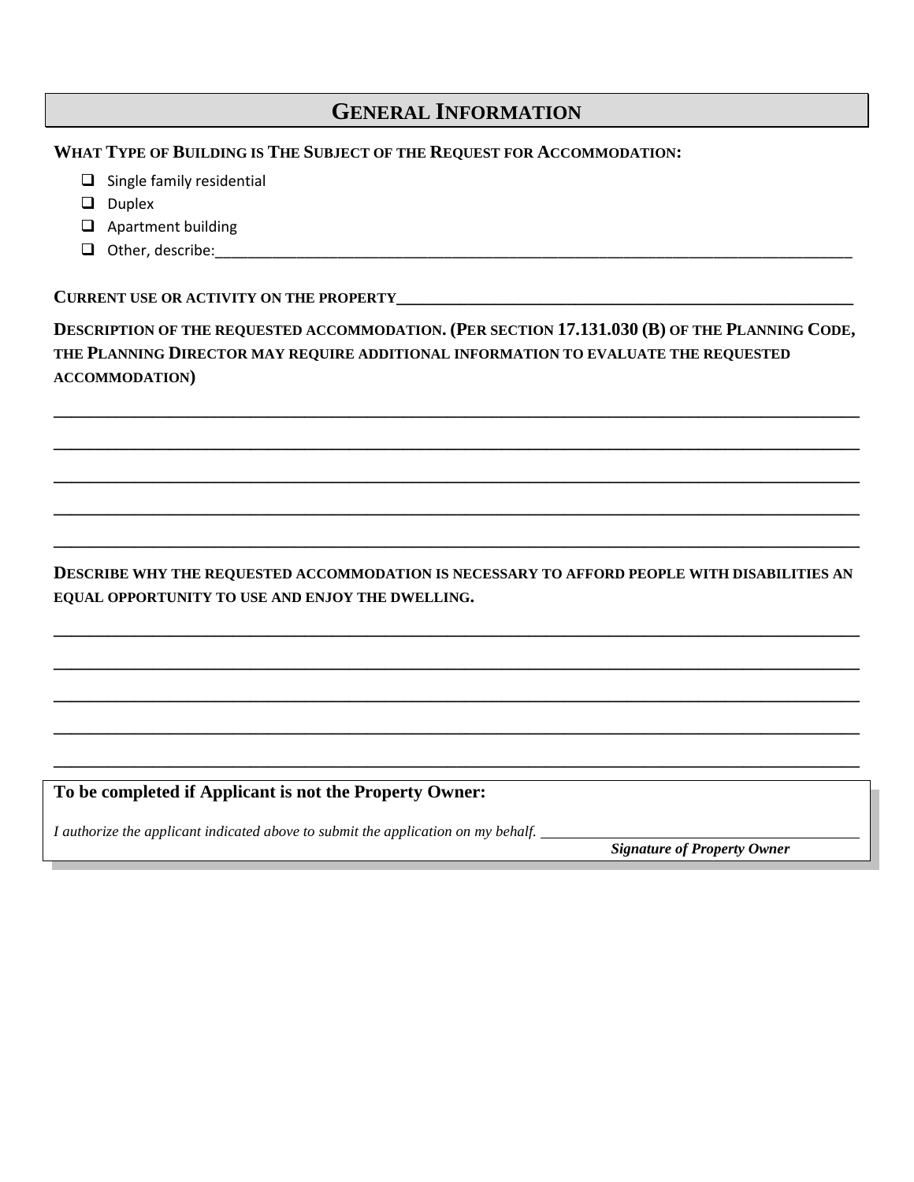## GENERAL INFORMATION

**WHAT TYPE OF BUILDING IS THE SUBJECT OF THE REQUEST FOR ACCOMMODATION:**

- ❑ Single family residential
- ❑ Duplex
- ❑ Apartment building
- ❑ Other, describe:_______________________________________________________________________________

**CURRENT USE OR ACTIVITY ON THE PROPERTY**_____________________________________________________

**DESCRIPTION OF THE REQUESTED ACCOMMODATION. (PER SECTION 17.131.030 (B) OF THE PLANNING CODE, THE PLANNING DIRECTOR MAY REQUIRE ADDITIONAL INFORMATION TO EVALUATE THE REQUESTED ACCOMMODATION)**

_______________________________________________________________________________

_______________________________________________________________________________

_______________________________________________________________________________

_______________________________________________________________________________

_______________________________________________________________________________

**DESCRIBE WHY THE REQUESTED ACCOMMODATION IS NECESSARY TO AFFORD PEOPLE WITH DISABILITIES AN EQUAL OPPORTUNITY TO USE AND ENJOY THE DWELLING.**

_______________________________________________________________________________

_______________________________________________________________________________

_______________________________________________________________________________

_______________________________________________________________________________

_______________________________________________________________________________

**To be completed if Applicant is not the Property Owner:**

*I authorize the applicant indicated above to submit the application on my behalf.* ______________________________

***Signature of Property Owner***